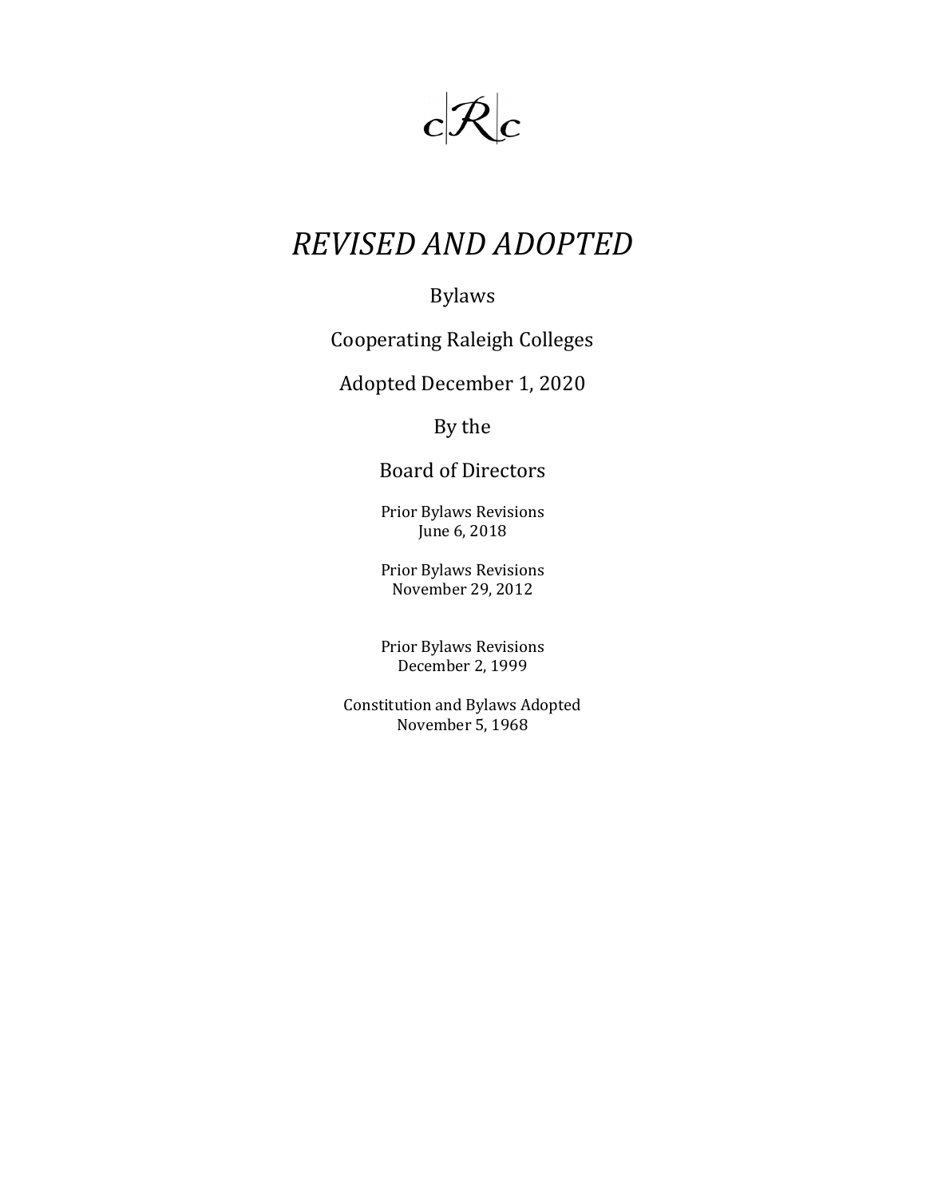c|R|c

# *REVISED AND ADOPTED*

Bylaws

Cooperating Raleigh Colleges

Adopted December 1, 2020

By the

Board of Directors

Prior Bylaws Revisions
June 6, 2018

Prior Bylaws Revisions
November 29, 2012

Prior Bylaws Revisions
December 2, 1999

Constitution and Bylaws Adopted
November 5, 1968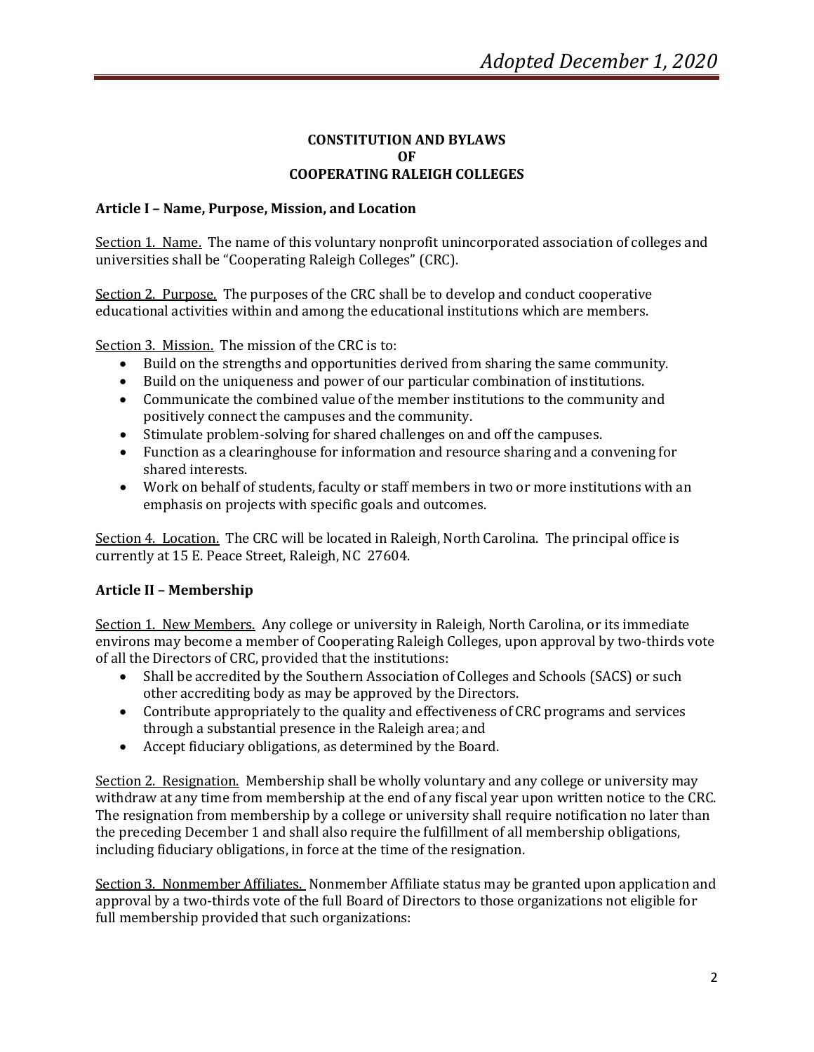**CONSTITUTION AND BYLAWS**
**OF**
**COOPERATING RALEIGH COLLEGES**

## Article I – Name, Purpose, Mission, and Location

Section 1. Name. The name of this voluntary nonprofit unincorporated association of colleges and universities shall be "Cooperating Raleigh Colleges" (CRC).

Section 2. Purpose. The purposes of the CRC shall be to develop and conduct cooperative educational activities within and among the educational institutions which are members.

Section 3. Mission. The mission of the CRC is to:

- Build on the strengths and opportunities derived from sharing the same community.
- Build on the uniqueness and power of our particular combination of institutions.
- Communicate the combined value of the member institutions to the community and positively connect the campuses and the community.
- Stimulate problem-solving for shared challenges on and off the campuses.
- Function as a clearinghouse for information and resource sharing and a convening for shared interests.
- Work on behalf of students, faculty or staff members in two or more institutions with an emphasis on projects with specific goals and outcomes.

Section 4. Location. The CRC will be located in Raleigh, North Carolina. The principal office is currently at 15 E. Peace Street, Raleigh, NC 27604.

## Article II – Membership

Section 1. New Members. Any college or university in Raleigh, North Carolina, or its immediate environs may become a member of Cooperating Raleigh Colleges, upon approval by two-thirds vote of all the Directors of CRC, provided that the institutions:

- Shall be accredited by the Southern Association of Colleges and Schools (SACS) or such other accrediting body as may be approved by the Directors.
- Contribute appropriately to the quality and effectiveness of CRC programs and services through a substantial presence in the Raleigh area; and
- Accept fiduciary obligations, as determined by the Board.

Section 2. Resignation. Membership shall be wholly voluntary and any college or university may withdraw at any time from membership at the end of any fiscal year upon written notice to the CRC. The resignation from membership by a college or university shall require notification no later than the preceding December 1 and shall also require the fulfillment of all membership obligations, including fiduciary obligations, in force at the time of the resignation.

Section 3. Nonmember Affiliates. Nonmember Affiliate status may be granted upon application and approval by a two-thirds vote of the full Board of Directors to those organizations not eligible for full membership provided that such organizations: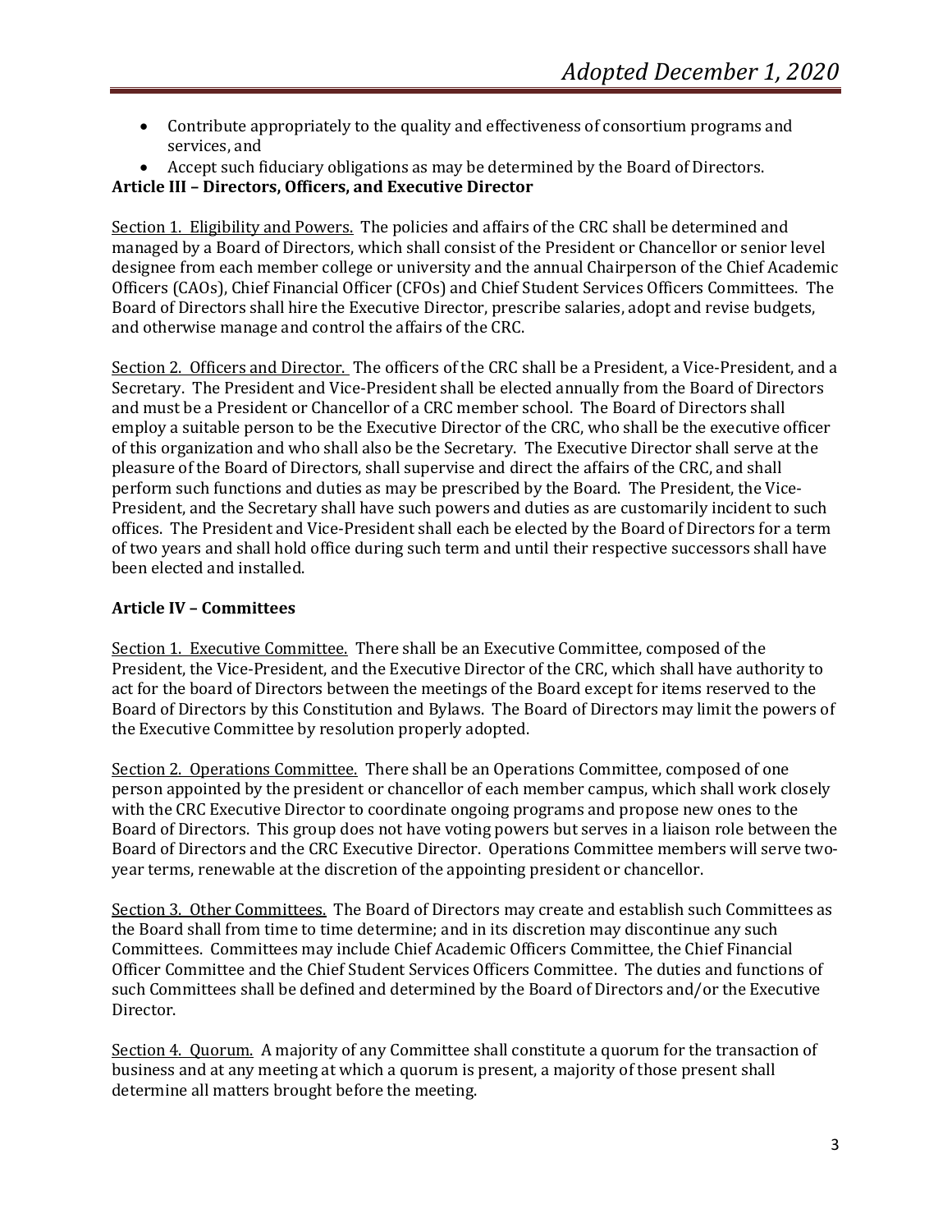- Contribute appropriately to the quality and effectiveness of consortium programs and services, and
- Accept such fiduciary obligations as may be determined by the Board of Directors.

**Article III – Directors, Officers, and Executive Director**

Section 1. Eligibility and Powers. The policies and affairs of the CRC shall be determined and managed by a Board of Directors, which shall consist of the President or Chancellor or senior level designee from each member college or university and the annual Chairperson of the Chief Academic Officers (CAOs), Chief Financial Officer (CFOs) and Chief Student Services Officers Committees. The Board of Directors shall hire the Executive Director, prescribe salaries, adopt and revise budgets, and otherwise manage and control the affairs of the CRC.

Section 2. Officers and Director. The officers of the CRC shall be a President, a Vice-President, and a Secretary. The President and Vice-President shall be elected annually from the Board of Directors and must be a President or Chancellor of a CRC member school. The Board of Directors shall employ a suitable person to be the Executive Director of the CRC, who shall be the executive officer of this organization and who shall also be the Secretary. The Executive Director shall serve at the pleasure of the Board of Directors, shall supervise and direct the affairs of the CRC, and shall perform such functions and duties as may be prescribed by the Board. The President, the Vice-President, and the Secretary shall have such powers and duties as are customarily incident to such offices. The President and Vice-President shall each be elected by the Board of Directors for a term of two years and shall hold office during such term and until their respective successors shall have been elected and installed.

**Article IV – Committees**

Section 1. Executive Committee. There shall be an Executive Committee, composed of the President, the Vice-President, and the Executive Director of the CRC, which shall have authority to act for the board of Directors between the meetings of the Board except for items reserved to the Board of Directors by this Constitution and Bylaws. The Board of Directors may limit the powers of the Executive Committee by resolution properly adopted.

Section 2. Operations Committee. There shall be an Operations Committee, composed of one person appointed by the president or chancellor of each member campus, which shall work closely with the CRC Executive Director to coordinate ongoing programs and propose new ones to the Board of Directors. This group does not have voting powers but serves in a liaison role between the Board of Directors and the CRC Executive Director. Operations Committee members will serve two-year terms, renewable at the discretion of the appointing president or chancellor.

Section 3. Other Committees. The Board of Directors may create and establish such Committees as the Board shall from time to time determine; and in its discretion may discontinue any such Committees. Committees may include Chief Academic Officers Committee, the Chief Financial Officer Committee and the Chief Student Services Officers Committee. The duties and functions of such Committees shall be defined and determined by the Board of Directors and/or the Executive Director.

Section 4. Quorum. A majority of any Committee shall constitute a quorum for the transaction of business and at any meeting at which a quorum is present, a majority of those present shall determine all matters brought before the meeting.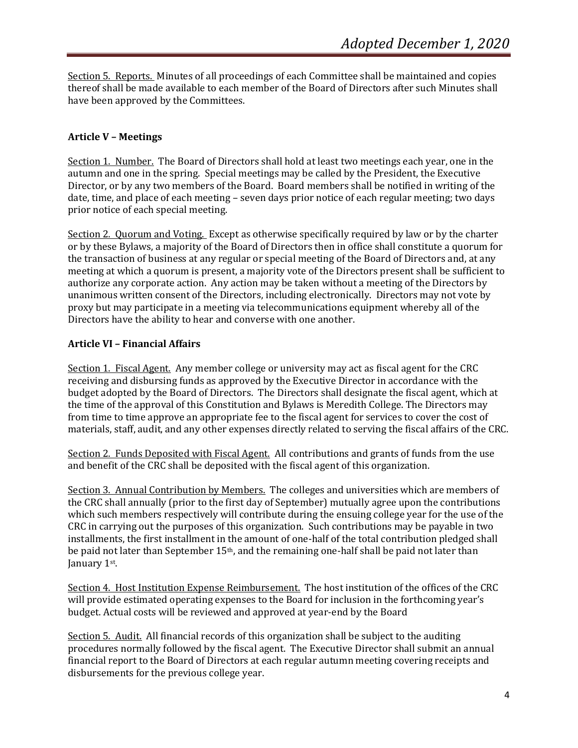Section 5. Reports. Minutes of all proceedings of each Committee shall be maintained and copies thereof shall be made available to each member of the Board of Directors after such Minutes shall have been approved by the Committees.

## Article V – Meetings

Section 1. Number. The Board of Directors shall hold at least two meetings each year, one in the autumn and one in the spring. Special meetings may be called by the President, the Executive Director, or by any two members of the Board. Board members shall be notified in writing of the date, time, and place of each meeting – seven days prior notice of each regular meeting; two days prior notice of each special meeting.

Section 2. Quorum and Voting. Except as otherwise specifically required by law or by the charter or by these Bylaws, a majority of the Board of Directors then in office shall constitute a quorum for the transaction of business at any regular or special meeting of the Board of Directors and, at any meeting at which a quorum is present, a majority vote of the Directors present shall be sufficient to authorize any corporate action. Any action may be taken without a meeting of the Directors by unanimous written consent of the Directors, including electronically. Directors may not vote by proxy but may participate in a meeting via telecommunications equipment whereby all of the Directors have the ability to hear and converse with one another.

## Article VI – Financial Affairs

Section 1. Fiscal Agent. Any member college or university may act as fiscal agent for the CRC receiving and disbursing funds as approved by the Executive Director in accordance with the budget adopted by the Board of Directors. The Directors shall designate the fiscal agent, which at the time of the approval of this Constitution and Bylaws is Meredith College. The Directors may from time to time approve an appropriate fee to the fiscal agent for services to cover the cost of materials, staff, audit, and any other expenses directly related to serving the fiscal affairs of the CRC.

Section 2. Funds Deposited with Fiscal Agent. All contributions and grants of funds from the use and benefit of the CRC shall be deposited with the fiscal agent of this organization.

Section 3. Annual Contribution by Members. The colleges and universities which are members of the CRC shall annually (prior to the first day of September) mutually agree upon the contributions which such members respectively will contribute during the ensuing college year for the use of the CRC in carrying out the purposes of this organization. Such contributions may be payable in two installments, the first installment in the amount of one-half of the total contribution pledged shall be paid not later than September 15th, and the remaining one-half shall be paid not later than January 1st.

Section 4. Host Institution Expense Reimbursement. The host institution of the offices of the CRC will provide estimated operating expenses to the Board for inclusion in the forthcoming year's budget. Actual costs will be reviewed and approved at year-end by the Board

Section 5. Audit. All financial records of this organization shall be subject to the auditing procedures normally followed by the fiscal agent. The Executive Director shall submit an annual financial report to the Board of Directors at each regular autumn meeting covering receipts and disbursements for the previous college year.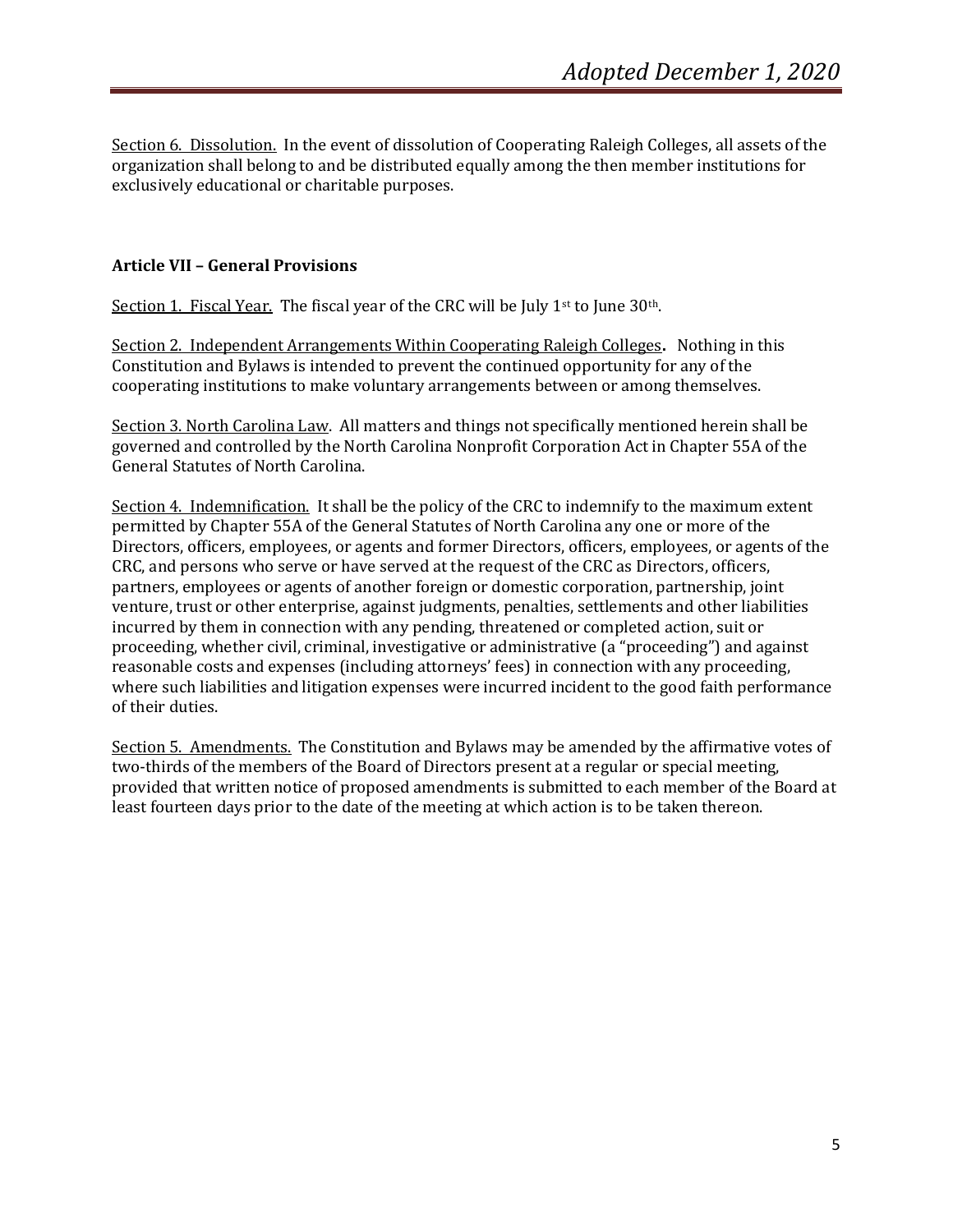Section 6. Dissolution. In the event of dissolution of Cooperating Raleigh Colleges, all assets of the organization shall belong to and be distributed equally among the then member institutions for exclusively educational or charitable purposes.

**Article VII – General Provisions**

Section 1. Fiscal Year. The fiscal year of the CRC will be July 1st to June 30th.

Section 2. Independent Arrangements Within Cooperating Raleigh Colleges**.** Nothing in this Constitution and Bylaws is intended to prevent the continued opportunity for any of the cooperating institutions to make voluntary arrangements between or among themselves.

Section 3. North Carolina Law. All matters and things not specifically mentioned herein shall be governed and controlled by the North Carolina Nonprofit Corporation Act in Chapter 55A of the General Statutes of North Carolina.

Section 4. Indemnification. It shall be the policy of the CRC to indemnify to the maximum extent permitted by Chapter 55A of the General Statutes of North Carolina any one or more of the Directors, officers, employees, or agents and former Directors, officers, employees, or agents of the CRC, and persons who serve or have served at the request of the CRC as Directors, officers, partners, employees or agents of another foreign or domestic corporation, partnership, joint venture, trust or other enterprise, against judgments, penalties, settlements and other liabilities incurred by them in connection with any pending, threatened or completed action, suit or proceeding, whether civil, criminal, investigative or administrative (a "proceeding") and against reasonable costs and expenses (including attorneys' fees) in connection with any proceeding, where such liabilities and litigation expenses were incurred incident to the good faith performance of their duties.

Section 5. Amendments. The Constitution and Bylaws may be amended by the affirmative votes of two-thirds of the members of the Board of Directors present at a regular or special meeting, provided that written notice of proposed amendments is submitted to each member of the Board at least fourteen days prior to the date of the meeting at which action is to be taken thereon.